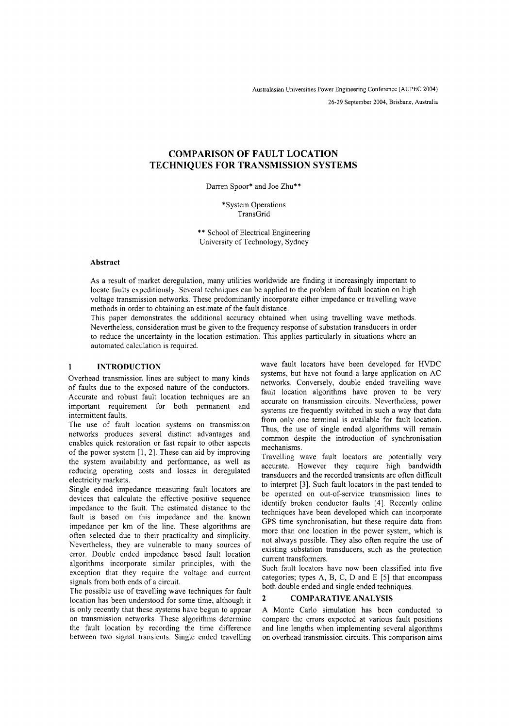# COMPARISON OF FAULT LOCATION TECHNIQUES FOR TRANSMISSION SYSTEMS

Darren Spoor* and Joe Zhu**

*System Operations
TransGrid

** School of Electrical Engineering
University of Technology, Sydney

### Abstract

As a result of market deregulation, many utilities worldwide are finding it increasingly important to locate faults expeditiously. Several techniques can be applied to the problem of fault location on high voltage transmission networks. These predominantly incorporate either impedance or travelling wave methods in order to obtaining an estimate of the fault distance.

This paper demonstrates the additional accuracy obtained when using travelling wave methods. Nevertheless, consideration must be given to the frequency response of substation transducers in order to reduce the uncertainty in the location estimation. This applies particularly in situations where an automated calculation is required.

## 1 INTRODUCTION

Overhead transmission lines are subject to many kinds of faults due to the exposed nature of the conductors. Accurate and robust fault location techniques are an important requirement for both permanent and intermittent faults.

The use of fault location systems on transmission networks produces several distinct advantages and enables quick restoration or fast repair to other aspects of the power system [1, 2]. These can aid by improving the system availability and performance, as well as reducing operating costs and losses in deregulated electricity markets.

Single ended impedance measuring fault locators are devices that calculate the effective positive sequence impedance to the fault. The estimated distance to the fault is based on this impedance and the known impedance per km of the line. These algorithms are often selected due to their practicality and simplicity. Nevertheless, they are vulnerable to many sources of error. Double ended impedance based fault location algorithms incorporate similar principles, with the exception that they require the voltage and current signals from both ends of a circuit.

The possible use of travelling wave techniques for fault location has been understood for some time, although it is only recently that these systems have begun to appear on transmission networks. These algorithms determine the fault location by recording the time difference between two signal transients. Single ended travelling wave fault locators have been developed for HVDC systems, but have not found a large application on AC networks. Conversely, double ended travelling wave fault location algorithms have proven to be very accurate on transmission circuits. Nevertheless, power systems are frequently switched in such a way that data from only one terminal is available for fault location. Thus, the use of single ended algorithms will remain common despite the introduction of synchronisation mechanisms.

Travelling wave fault locators are potentially very accurate. However they require high bandwidth transducers and the recorded transients are often difficult to interpret [3]. Such fault locators in the past tended to be operated on out-of-service transmission lines to identify broken conductor faults [4]. Recently online techniques have been developed which can incorporate GPS time synchronisation, but these require data from more than one location in the power system, which is not always possible. They also often require the use of existing substation transducers, such as the protection current transformers.

Such fault locators have now been classified into five categories; types A, B, C, D and E [5] that encompass both double ended and single ended techniques.

## 2 COMPARATIVE ANALYSIS

A Monte Carlo simulation has been conducted to compare the errors expected at various fault positions and line lengths when implementing several algorithms on overhead transmission circuits. This comparison aims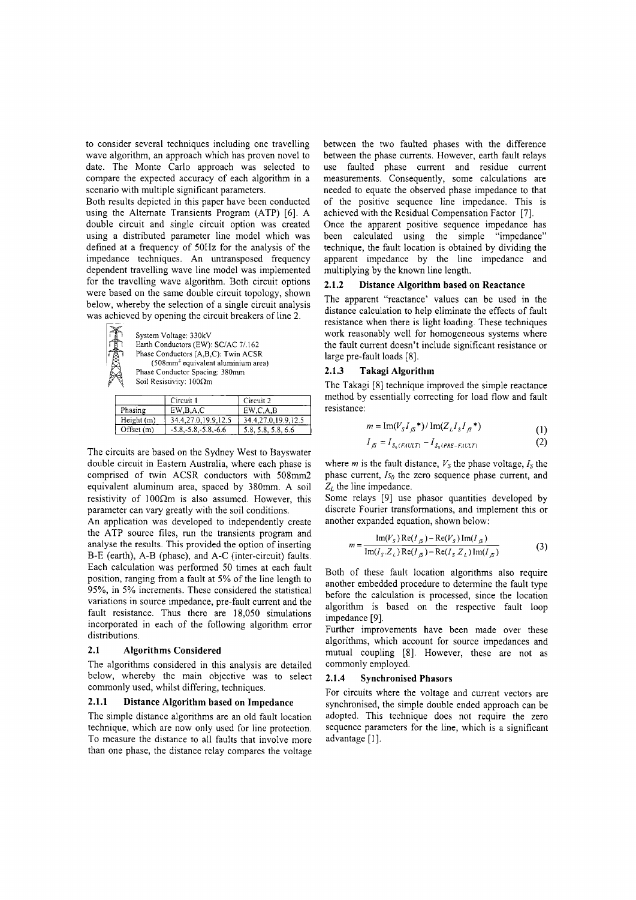to consider several techniques including one travelling wave algorithm, an approach which has proven novel to date. The Monte Carlo approach was selected to compare the expected accuracy of each algorithm in a scenario with multiple significant parameters.

Both results depicted in this paper have been conducted using the Alternate Transients Program (ATP) [6]. A double circuit and single circuit option was created using a distributed parameter line model which was defined at a frequency of 50Hz for the analysis of the impedance techniques. An untransposed frequency dependent travelling wave line model was implemented for the travelling wave algorithm. Both circuit options were based on the same double circuit topology, shown below, whereby the selection of a single circuit analysis was achieved by opening the circuit breakers of line 2.

System Voltage: 330kV
Earth Conductors (EW): SC/AC 7/.162
Phase Conductors (A,B,C): Twin ACSR (508mm² equivalent aluminium area)
Phase Conductor Spacing: 380mm
Soil Resistivity: 100Ωm

| | Circuit 1 | Circuit 2 |
|---|---|---|
| Phasing | EW,B,A,C | EW,C,A,B |
| Height (m) | 34.4,27.0,19.9,12.5 | 34.4,27.0,19.9,12.5 |
| Offset (m) | -5.8,-5.8,-5.8,-6.6 | 5.8, 5.8, 5.8, 6.6 |

The circuits are based on the Sydney West to Bayswater double circuit in Eastern Australia, where each phase is comprised of twin ACSR conductors with 508mm2 equivalent aluminum area, spaced by 380mm. A soil resistivity of 100Ωm is also assumed. However, this parameter can vary greatly with the soil conditions.

An application was developed to independently create the ATP source files, run the transients program and analyse the results. This provided the option of inserting B-E (earth), A-B (phase), and A-C (inter-circuit) faults. Each calculation was performed 50 times at each fault position, ranging from a fault at 5% of the line length to 95%, in 5% increments. These considered the statistical variations in source impedance, pre-fault current and the fault resistance. Thus there are 18,050 simulations incorporated in each of the following algorithm error distributions.

## 2.1 Algorithms Considered

The algorithms considered in this analysis are detailed below, whereby the main objective was to select commonly used, whilst differing, techniques.

### 2.1.1 Distance Algorithm based on Impedance

The simple distance algorithms are an old fault location technique, which are now only used for line protection. To measure the distance to all faults that involve more than one phase, the distance relay compares the voltage between the two faulted phases with the difference between the phase currents. However, earth fault relays use faulted phase current and residue current measurements. Consequently, some calculations are needed to equate the observed phase impedance to that of the positive sequence line impedance. This is achieved with the Residual Compensation Factor [7].

Once the apparent positive sequence impedance has been calculated using the simple "impedance" technique, the fault location is obtained by dividing the apparent impedance by the line impedance and multiplying by the known line length.

### 2.1.2 Distance Algorithm based on Reactance

The apparent "reactance' values can be used in the distance calculation to help eliminate the effects of fault resistance when there is light loading. These techniques work reasonably well for homogeneous systems where the fault current doesn't include significant resistance or large pre-fault loads [8].

### 2.1.3 Takagi Algorithm

The Takagi [8] technique improved the simple reactance method by essentially correcting for load flow and fault resistance:

$$m = \mathrm{Im}(V_S I_{fS}^*) / \mathrm{Im}(Z_L I_S I_{fS}^*) \tag{1}$$

$$I_{fS} = I_{S_0(FAULT)} - I_{S_0(PRE\text{-}FAULT)} \tag{2}$$

where $m$ is the fault distance, $V_S$ the phase voltage, $I_S$ the phase current, $I_{S0}$ the zero sequence phase current, and $Z_L$ the line impedance.

Some relays [9] use phasor quantities developed by discrete Fourier transformations, and implement this or another expanded equation, shown below:

$$m = \frac{\mathrm{Im}(V_S)\,\mathrm{Re}(I_{fS}) - \mathrm{Re}(V_S)\,\mathrm{Im}(I_{fS})}{\mathrm{Im}(I_S.Z_L)\,\mathrm{Re}(I_{fS}) - \mathrm{Re}(I_S.Z_L)\,\mathrm{Im}(I_{fS})} \tag{3}$$

Both of these fault location algorithms also require another embedded procedure to determine the fault type before the calculation is processed, since the location algorithm is based on the respective fault loop impedance [9].

Further improvements have been made over these algorithms, which account for source impedances and mutual coupling [8]. However, these are not as commonly employed.

### 2.1.4 Synchronised Phasors

For circuits where the voltage and current vectors are synchronised, the simple double ended approach can be adopted. This technique does not require the zero sequence parameters for the line, which is a significant advantage [1].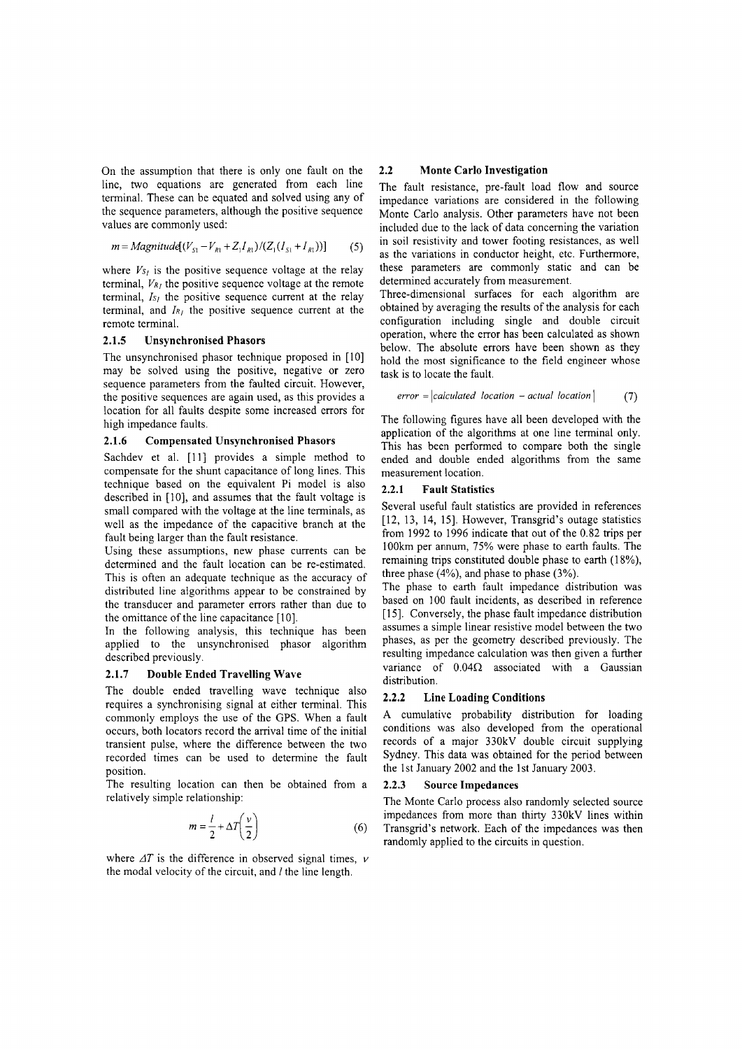On the assumption that there is only one fault on the line, two equations are generated from each line terminal. These can be equated and solved using any of the sequence parameters, although the positive sequence values are commonly used:

$$m = Magnitude[(V_{S1} - V_{R1} + Z_1 I_{R1})/(Z_1(I_{S1} + I_{R1}))] \quad (5)$$

where $V_{S1}$ is the positive sequence voltage at the relay terminal, $V_{R1}$ the positive sequence voltage at the remote terminal, $I_{S1}$ the positive sequence current at the relay terminal, and $I_{R1}$ the positive sequence current at the remote terminal.

#### 2.1.5 Unsynchronised Phasors

The unsynchronised phasor technique proposed in [10] may be solved using the positive, negative or zero sequence parameters from the faulted circuit. However, the positive sequences are again used, as this provides a location for all faults despite some increased errors for high impedance faults.

#### 2.1.6 Compensated Unsynchronised Phasors

Sachdev et al. [11] provides a simple method to compensate for the shunt capacitance of long lines. This technique based on the equivalent Pi model is also described in [10], and assumes that the fault voltage is small compared with the voltage at the line terminals, as well as the impedance of the capacitive branch at the fault being larger than the fault resistance.

Using these assumptions, new phase currents can be determined and the fault location can be re-estimated. This is often an adequate technique as the accuracy of distributed line algorithms appear to be constrained by the transducer and parameter errors rather than due to the omittance of the line capacitance [10].

In the following analysis, this technique has been applied to the unsynchronised phasor algorithm described previously.

#### 2.1.7 Double Ended Travelling Wave

The double ended travelling wave technique also requires a synchronising signal at either terminal. This commonly employs the use of the GPS. When a fault occurs, both locators record the arrival time of the initial transient pulse, where the difference between the two recorded times can be used to determine the fault position.

The resulting location can then be obtained from a relatively simple relationship:

$$m = \frac{l}{2} + \Delta T\left(\frac{v}{2}\right) \quad (6)$$

where $\Delta T$ is the difference in observed signal times, $v$ the modal velocity of the circuit, and $l$ the line length.

### 2.2 Monte Carlo Investigation

The fault resistance, pre-fault load flow and source impedance variations are considered in the following Monte Carlo analysis. Other parameters have not been included due to the lack of data concerning the variation in soil resistivity and tower footing resistances, as well as the variations in conductor height, etc. Furthermore, these parameters are commonly static and can be determined accurately from measurement.

Three-dimensional surfaces for each algorithm are obtained by averaging the results of the analysis for each configuration including single and double circuit operation, where the error has been calculated as shown below. The absolute errors have been shown as they hold the most significance to the field engineer whose task is to locate the fault.

$$error = |calculated\ location - actual\ location| \quad (7)$$

The following figures have all been developed with the application of the algorithms at one line terminal only. This has been performed to compare both the single ended and double ended algorithms from the same measurement location.

#### 2.2.1 Fault Statistics

Several useful fault statistics are provided in references [12, 13, 14, 15]. However, Transgrid's outage statistics from 1992 to 1996 indicate that out of the 0.82 trips per 100km per annum, 75% were phase to earth faults. The remaining trips constituted double phase to earth (18%), three phase (4%), and phase to phase (3%).

The phase to earth fault impedance distribution was based on 100 fault incidents, as described in reference [15]. Conversely, the phase fault impedance distribution assumes a simple linear resistive model between the two phases, as per the geometry described previously. The resulting impedance calculation was then given a further variance of 0.04Ω associated with a Gaussian distribution.

#### 2.2.2 Line Loading Conditions

A cumulative probability distribution for loading conditions was also developed from the operational records of a major 330kV double circuit supplying Sydney. This data was obtained for the period between the 1st January 2002 and the 1st January 2003.

#### 2.2.3 Source Impedances

The Monte Carlo process also randomly selected source impedances from more than thirty 330kV lines within Transgrid's network. Each of the impedances was then randomly applied to the circuits in question.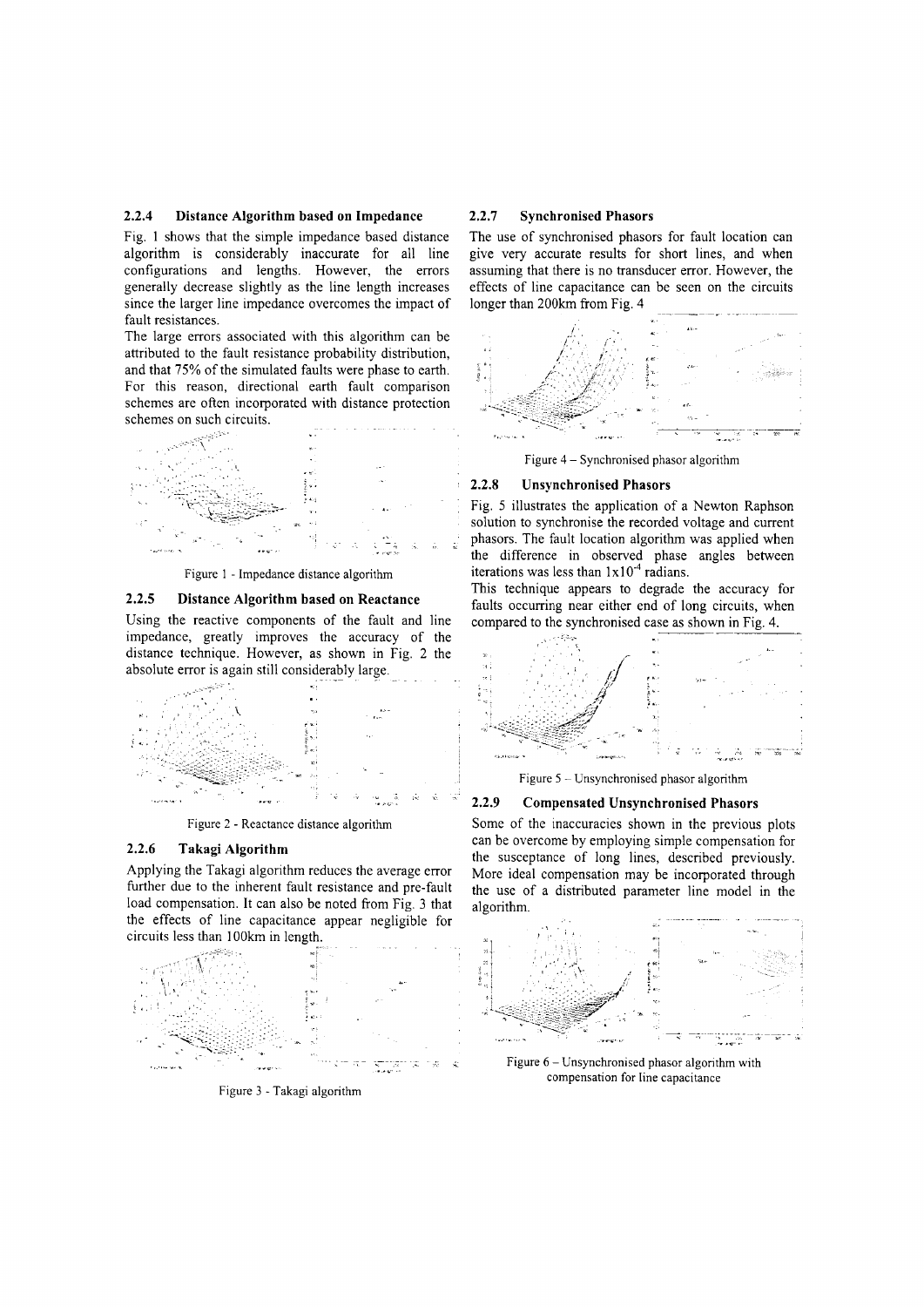### 2.2.4 Distance Algorithm based on Impedance

Fig. 1 shows that the simple impedance based distance algorithm is considerably inaccurate for all line configurations and lengths. However, the errors generally decrease slightly as the line length increases since the larger line impedance overcomes the impact of fault resistances.

The large errors associated with this algorithm can be attributed to the fault resistance probability distribution, and that 75% of the simulated faults were phase to earth. For this reason, directional earth fault comparison schemes are often incorporated with distance protection schemes on such circuits.

Figure 1 - Impedance distance algorithm

### 2.2.5 Distance Algorithm based on Reactance

Using the reactive components of the fault and line impedance, greatly improves the accuracy of the distance technique. However, as shown in Fig. 2 the absolute error is again still considerably large.

Figure 2 - Reactance distance algorithm

### 2.2.6 Takagi Algorithm

Applying the Takagi algorithm reduces the average error further due to the inherent fault resistance and pre-fault load compensation. It can also be noted from Fig. 3 that the effects of line capacitance appear negligible for circuits less than 100km in length.

Figure 3 - Takagi algorithm

### 2.2.7 Synchronised Phasors

The use of synchronised phasors for fault location can give very accurate results for short lines, and when assuming that there is no transducer error. However, the effects of line capacitance can be seen on the circuits longer than 200km from Fig. 4

Figure 4 – Synchronised phasor algorithm

### 2.2.8 Unsynchronised Phasors

Fig. 5 illustrates the application of a Newton Raphson solution to synchronise the recorded voltage and current phasors. The fault location algorithm was applied when the difference in observed phase angles between iterations was less than $1 \times 10^{-4}$ radians.

This technique appears to degrade the accuracy for faults occurring near either end of long circuits, when compared to the synchronised case as shown in Fig. 4.

Figure 5 – Unsynchronised phasor algorithm

### 2.2.9 Compensated Unsynchronised Phasors

Some of the inaccuracies shown in the previous plots can be overcome by employing simple compensation for the susceptance of long lines, described previously. More ideal compensation may be incorporated through the use of a distributed parameter line model in the algorithm.

Figure 6 – Unsynchronised phasor algorithm with compensation for line capacitance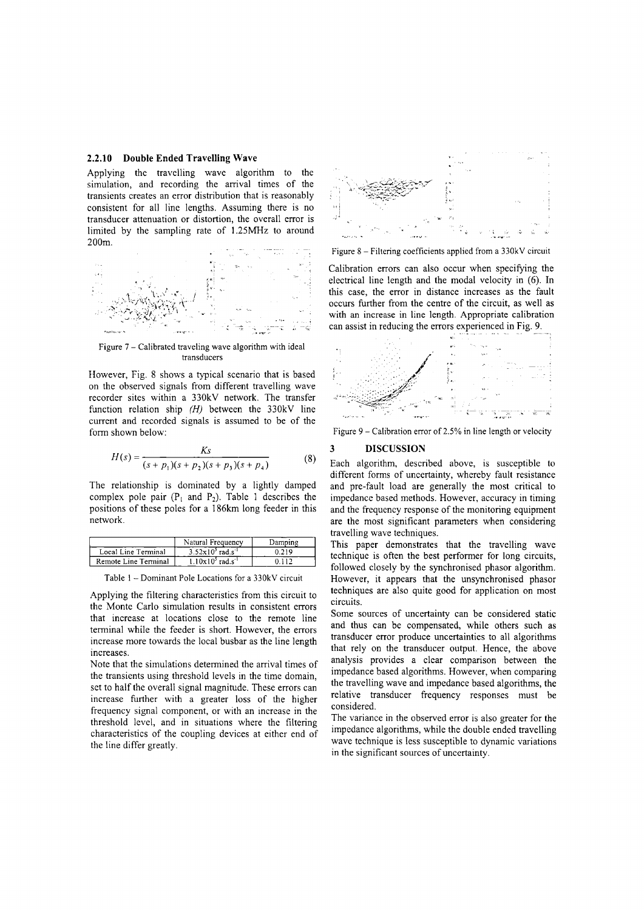### 2.2.10 Double Ended Travelling Wave

Applying the travelling wave algorithm to the simulation, and recording the arrival times of the transients creates an error distribution that is reasonably consistent for all line lengths. Assuming there is no transducer attenuation or distortion, the overall error is limited by the sampling rate of 1.25MHz to around 200m.

Figure 7 – Calibrated traveling wave algorithm with ideal transducers

However, Fig. 8 shows a typical scenario that is based on the observed signals from different travelling wave recorder sites within a 330kV network. The transfer function relation ship *(H)* between the 330kV line current and recorded signals is assumed to be of the form shown below:

$$H(s) = \frac{Ks}{(s + p_1)(s + p_2)(s + p_3)(s + p_4)} \tag{8}$$

The relationship is dominated by a lightly damped complex pole pair ($P_1$ and $P_2$). Table 1 describes the positions of these poles for a 186km long feeder in this network.

| | Natural Frequency | Damping |
|---|---|---|
| Local Line Terminal | $3.52\times10^5$ rad.s$^{-1}$ | 0.219 |
| Remote Line Terminal | $1.10\times10^5$ rad.s$^{-1}$ | 0.112 |

Table 1 – Dominant Pole Locations for a 330kV circuit

Applying the filtering characteristics from this circuit to the Monte Carlo simulation results in consistent errors that increase at locations close to the remote line terminal while the feeder is short. However, the errors increase more towards the local busbar as the line length increases.

Note that the simulations determined the arrival times of the transients using threshold levels in the time domain, set to half the overall signal magnitude. These errors can increase further with a greater loss of the higher frequency signal component, or with an increase in the threshold level, and in situations where the filtering characteristics of the coupling devices at either end of the line differ greatly.

Figure 8 – Filtering coefficients applied from a 330kV circuit

Calibration errors can also occur when specifying the electrical line length and the modal velocity in (6). In this case, the error in distance increases as the fault occurs further from the centre of the circuit, as well as with an increase in line length. Appropriate calibration can assist in reducing the errors experienced in Fig. 9.

Figure 9 – Calibration error of 2.5% in line length or velocity

## 3 DISCUSSION

Each algorithm, described above, is susceptible to different forms of uncertainty, whereby fault resistance and pre-fault load are generally the most critical to impedance based methods. However, accuracy in timing and the frequency response of the monitoring equipment are the most significant parameters when considering travelling wave techniques.

This paper demonstrates that the travelling wave technique is often the best performer for long circuits, followed closely by the synchronised phasor algorithm. However, it appears that the unsynchronised phasor techniques are also quite good for application on most circuits.

Some sources of uncertainty can be considered static and thus can be compensated, while others such as transducer error produce uncertainties to all algorithms that rely on the transducer output. Hence, the above analysis provides a clear comparison between the impedance based algorithms. However, when comparing the travelling wave and impedance based algorithms, the relative transducer frequency responses must be considered.

The variance in the observed error is also greater for the impedance algorithms, while the double ended travelling wave technique is less susceptible to dynamic variations in the significant sources of uncertainty.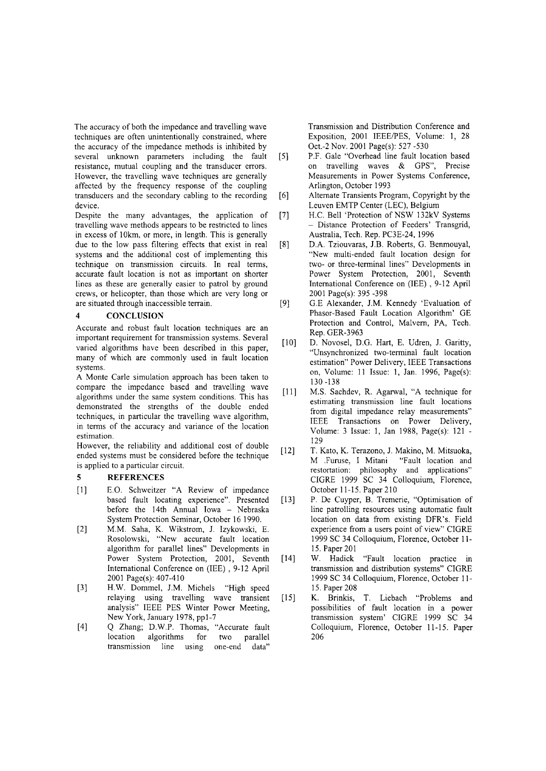The accuracy of both the impedance and travelling wave techniques are often unintentionally constrained, where the accuracy of the impedance methods is inhibited by several unknown parameters including the fault resistance, mutual coupling and the transducer errors. However, the travelling wave techniques are generally affected by the frequency response of the coupling transducers and the secondary cabling to the recording device.

Despite the many advantages, the application of travelling wave methods appears to be restricted to lines in excess of 10km, or more, in length. This is generally due to the low pass filtering effects that exist in real systems and the additional cost of implementing this technique on transmission circuits. In real terms, accurate fault location is not as important on shorter lines as these are generally easier to patrol by ground crews, or helicopter, than those which are very long or are situated through inaccessible terrain.

## 4 CONCLUSION

Accurate and robust fault location techniques are an important requirement for transmission systems. Several varied algorithms have been described in this paper, many of which are commonly used in fault location systems.

A Monte Carlo simulation approach has been taken to compare the impedance based and travelling wave algorithms under the same system conditions. This has demonstrated the strengths of the double ended techniques, in particular the travelling wave algorithm, in terms of the accuracy and variance of the location estimation.

However, the reliability and additional cost of double ended systems must be considered before the technique is applied to a particular circuit.

## 5 REFERENCES

[1] E.O. Schweitzer "A Review of impedance based fault locating experience". Presented before the 14th Annual Iowa – Nebraska System Protection Seminar, October 16 1990.

[2] M.M. Saha, K. Wikstrom, J. Izykowski, E. Rosolowski, "New accurate fault location algorithm for parallel lines" Developments in Power System Protection, 2001, Seventh International Conference on (IEE) , 9-12 April 2001 Page(s): 407-410

[3] H.W. Dommel, J.M. Michels "High speed relaying using travelling wave transient analysis" IEEE PES Winter Power Meeting, New York, January 1978, pp1-7

[4] Q Zhang; D.W.P. Thomas, "Accurate fault location algorithms for two parallel transmission line using one-end data" Transmission and Distribution Conference and Exposition, 2001 IEEE/PES, Volume: 1, 28 Oct.-2 Nov. 2001 Page(s): 527 -530

[5] P.F. Gale "Overhead line fault location based on travelling waves & GPS", Precise Measurements in Power Systems Conference, Arlington, October 1993

[6] Alternate Transients Program, Copyright by the Leuven EMTP Center (LEC), Belgium

[7] H.C. Bell 'Protection of NSW 132kV Systems – Distance Protection of Feeders' Transgrid, Australia, Tech. Rep. PC3E-24, 1996

[8] D.A. Tziouvaras, J.B. Roberts, G. Benmouyal, "New multi-ended fault location design for two- or three-terminal lines" Developments in Power System Protection, 2001, Seventh International Conference on (IEE) , 9-12 April 2001 Page(s): 395 -398

[9] G.E Alexander, J.M. Kennedy 'Evaluation of Phasor-Based Fault Location Algorithm' GE Protection and Control, Malvern, PA, Tech. Rep. GER-3963

[10] D. Novosel, D.G. Hart, E. Udren, J. Garitty, "Unsynchronized two-terminal fault location estimation" Power Delivery, IEEE Transactions on, Volume: 11 Issue: 1, Jan. 1996, Page(s): 130 -138

[11] M.S. Sachdev, R. Agarwal, "A technique for estimating transmission line fault locations from digital impedance relay measurements" IEEE Transactions on Power Delivery, Volume: 3 Issue: 1, Jan 1988, Page(s): 121 - 129

[12] T. Kato, K. Terazono, J. Makino, M. Mitsuoka, M .Furuse, I Mitani "Fault location and restortation: philosophy and applications" CIGRE 1999 SC 34 Colloquium, Florence, October 11-15. Paper 210

[13] P. De Cuyper, B. Tremerie, "Optimisation of line patrolling resources using automatic fault location on data from existing DFR's. Field experience from a users point of view" CIGRE 1999 SC 34 Colloquium, Florence, October 11-15. Paper 201

[14] W. Hadick "Fault location practice in transmission and distribution systems" CIGRE 1999 SC 34 Colloquium, Florence, October 11-15. Paper 208

[15] K. Brinkis, T. Liebach "Problems and possibilities of fault location in a power transmission system' CIGRE 1999 SC 34 Colloquium, Florence, October 11-15. Paper 206